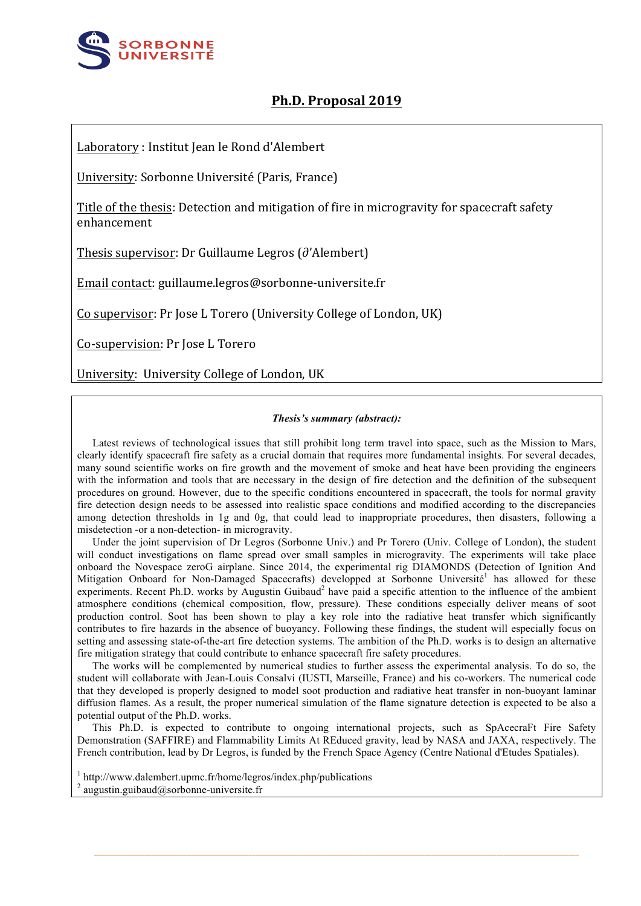SORBONNE UNIVERSITÉ

# Ph.D. Proposal 2019

Laboratory : Institut Jean le Rond d'Alembert

University: Sorbonne Université (Paris, France)

Title of the thesis: Detection and mitigation of fire in microgravity for spacecraft safety enhancement

Thesis supervisor: Dr Guillaume Legros (∂'Alembert)

Email contact: guillaume.legros@sorbonne-universite.fr

Co supervisor: Pr Jose L Torero (University College of London, UK)

Co-supervision: Pr Jose L Torero

University: University College of London, UK

***Thesis's summary (abstract):***

Latest reviews of technological issues that still prohibit long term travel into space, such as the Mission to Mars, clearly identify spacecraft fire safety as a crucial domain that requires more fundamental insights. For several decades, many sound scientific works on fire growth and the movement of smoke and heat have been providing the engineers with the information and tools that are necessary in the design of fire detection and the definition of the subsequent procedures on ground. However, due to the specific conditions encountered in spacecraft, the tools for normal gravity fire detection design needs to be assessed into realistic space conditions and modified according to the discrepancies among detection thresholds in 1g and 0g, that could lead to inappropriate procedures, then disasters, following a misdetection -or a non-detection- in microgravity.

Under the joint supervision of Dr Legros (Sorbonne Univ.) and Pr Torero (Univ. College of London), the student will conduct investigations on flame spread over small samples in microgravity. The experiments will take place onboard the Novespace zeroG airplane. Since 2014, the experimental rig DIAMONDS (Detection of Ignition And Mitigation Onboard for Non-Damaged Spacecrafts) developped at Sorbonne Université[1] has allowed for these experiments. Recent Ph.D. works by Augustin Guibaud[2] have paid a specific attention to the influence of the ambient atmosphere conditions (chemical composition, flow, pressure). These conditions especially deliver means of soot production control. Soot has been shown to play a key role into the radiative heat transfer which significantly contributes to fire hazards in the absence of buoyancy. Following these findings, the student will especially focus on setting and assessing state-of-the-art fire detection systems. The ambition of the Ph.D. works is to design an alternative fire mitigation strategy that could contribute to enhance spacecraft fire safety procedures.

The works will be complemented by numerical studies to further assess the experimental analysis. To do so, the student will collaborate with Jean-Louis Consalvi (IUSTI, Marseille, France) and his co-workers. The numerical code that they developed is properly designed to model soot production and radiative heat transfer in non-buoyant laminar diffusion flames. As a result, the proper numerical simulation of the flame signature detection is expected to be also a potential output of the Ph.D. works.

This Ph.D. is expected to contribute to ongoing international projects, such as SpAccracFt Fire Safety Demonstration (SAFFIRE) and Flammability Limits At REduced gravity, lead by NASA and JAXA, respectively. The French contribution, lead by Dr Legros, is funded by the French Space Agency (Centre National d'Etudes Spatiales).

[1] http://www.dalembert.upmc.fr/home/legros/index.php/publications

[2] augustin.guibaud@sorbonne-universite.fr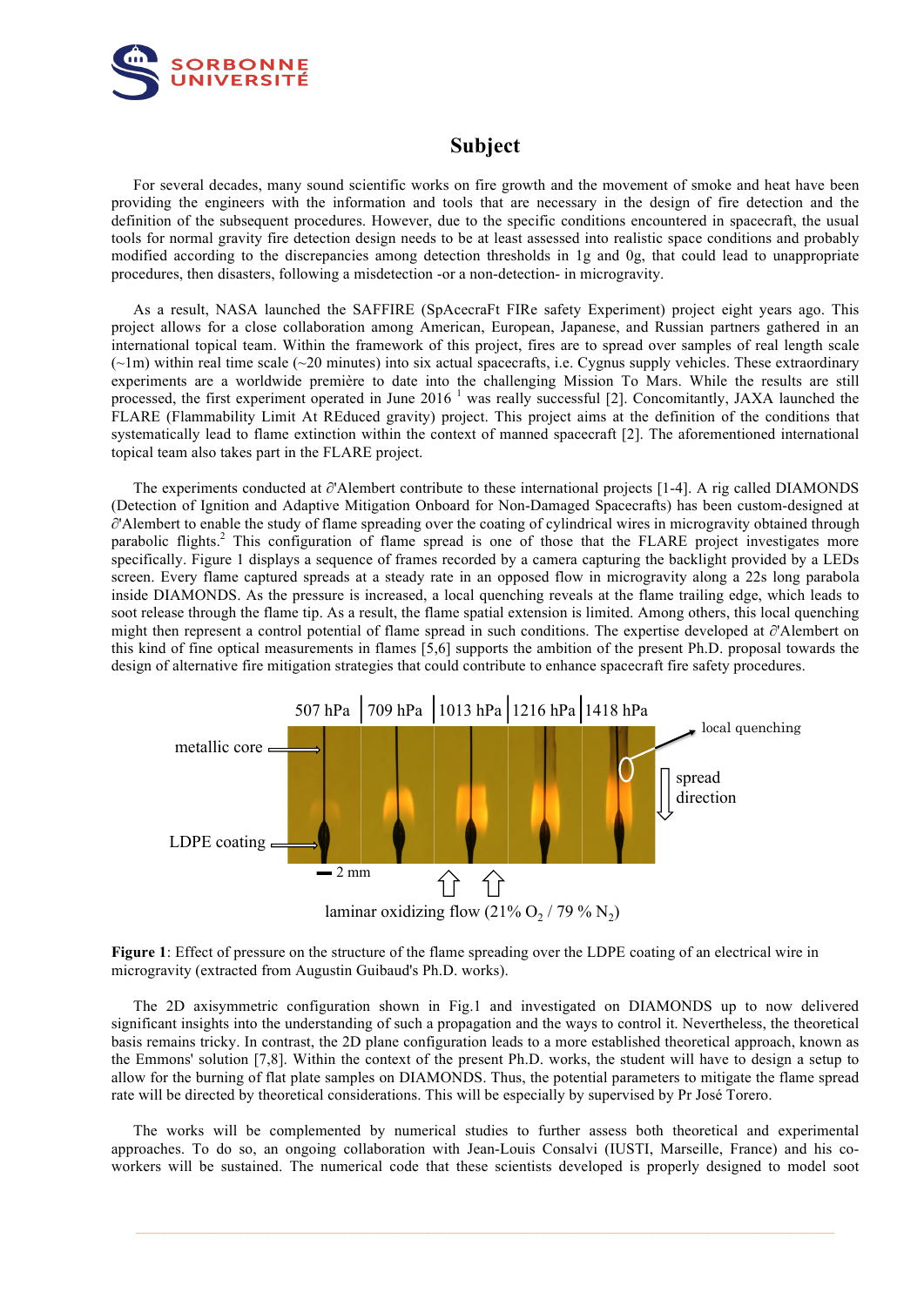# Subject

For several decades, many sound scientific works on fire growth and the movement of smoke and heat have been providing the engineers with the information and tools that are necessary in the design of fire detection and the definition of the subsequent procedures. However, due to the specific conditions encountered in spacecraft, the usual tools for normal gravity fire detection design needs to be at least assessed into realistic space conditions and probably modified according to the discrepancies among detection thresholds in 1g and 0g, that could lead to unappropriate procedures, then disasters, following a misdetection -or a non-detection- in microgravity.

As a result, NASA launched the SAFFIRE (SpAcecraFt FIRe safety Experiment) project eight years ago. This project allows for a close collaboration among American, European, Japanese, and Russian partners gathered in an international topical team. Within the framework of this project, fires are to spread over samples of real length scale (~1m) within real time scale (~20 minutes) into six actual spacecrafts, i.e. Cygnus supply vehicles. These extraordinary experiments are a worldwide première to date into the challenging Mission To Mars. While the results are still processed, the first experiment operated in June 2016 [1] was really successful [2]. Concomitantly, JAXA launched the FLARE (Flammability Limit At REduced gravity) project. This project aims at the definition of the conditions that systematically lead to flame extinction within the context of manned spacecraft [2]. The aforementioned international topical team also takes part in the FLARE project.

The experiments conducted at ∂'Alembert contribute to these international projects [1-4]. A rig called DIAMONDS (Detection of Ignition and Adaptive Mitigation Onboard for Non-Damaged Spacecrafts) has been custom-designed at ∂'Alembert to enable the study of flame spreading over the coating of cylindrical wires in microgravity obtained through parabolic flights.[2] This configuration of flame spread is one of those that the FLARE project investigates more specifically. Figure 1 displays a sequence of frames recorded by a camera capturing the backlight provided by a LEDs screen. Every flame captured spreads at a steady rate in an opposed flow in microgravity along a 22s long parabola inside DIAMONDS. As the pressure is increased, a local quenching reveals at the flame trailing edge, which leads to soot release through the flame tip. As a result, the flame spatial extension is limited. Among others, this local quenching might then represent a control potential of flame spread in such conditions. The expertise developed at ∂'Alembert on this kind of fine optical measurements in flames [5,6] supports the ambition of the present Ph.D. proposal towards the design of alternative fire mitigation strategies that could contribute to enhance spacecraft fire safety procedures.

**Figure 1**: Effect of pressure on the structure of the flame spreading over the LDPE coating of an electrical wire in microgravity (extracted from Augustin Guibaud's Ph.D. works).

The 2D axisymmetric configuration shown in Fig.1 and investigated on DIAMONDS up to now delivered significant insights into the understanding of such a propagation and the ways to control it. Nevertheless, the theoretical basis remains tricky. In contrast, the 2D plane configuration leads to a more established theoretical approach, known as the Emmons' solution [7,8]. Within the context of the present Ph.D. works, the student will have to design a setup to allow for the burning of flat plate samples on DIAMONDS. Thus, the potential parameters to mitigate the flame spread rate will be directed by theoretical considerations. This will be especially by supervised by Pr José Torero.

The works will be complemented by numerical studies to further assess both theoretical and experimental approaches. To do so, an ongoing collaboration with Jean-Louis Consalvi (IUSTI, Marseille, France) and his co-workers will be sustained. The numerical code that these scientists developed is properly designed to model soot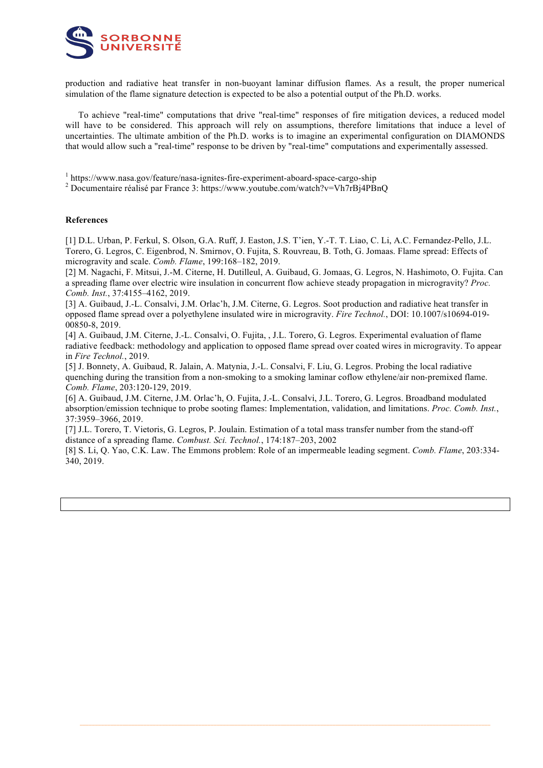production and radiative heat transfer in non-buoyant laminar diffusion flames. As a result, the proper numerical simulation of the flame signature detection is expected to be also a potential output of the Ph.D. works.

To achieve "real-time" computations that drive "real-time" responses of fire mitigation devices, a reduced model will have to be considered. This approach will rely on assumptions, therefore limitations that induce a level of uncertainties. The ultimate ambition of the Ph.D. works is to imagine an experimental configuration on DIAMONDS that would allow such a "real-time" response to be driven by "real-time" computations and experimentally assessed.

[1] https://www.nasa.gov/feature/nasa-ignites-fire-experiment-aboard-space-cargo-ship
[2] Documentaire réalisé par France 3: https://www.youtube.com/watch?v=Vh7rBj4PBnQ

**References**

[1] D.L. Urban, P. Ferkul, S. Olson, G.A. Ruff, J. Easton, J.S. T'ien, Y.-T. T. Liao, C. Li, A.C. Fernandez-Pello, J.L. Torero, G. Legros, C. Eigenbrod, N. Smirnov, O. Fujita, S. Rouvreau, B. Toth, G. Jomaas. Flame spread: Effects of microgravity and scale. *Comb. Flame*, 199:168–182, 2019.
[2] M. Nagachi, F. Mitsui, J.-M. Citerne, H. Dutilleul, A. Guibaud, G. Jomaas, G. Legros, N. Hashimoto, O. Fujita. Can a spreading flame over electric wire insulation in concurrent flow achieve steady propagation in microgravity? *Proc. Comb. Inst.*, 37:4155–4162, 2019.
[3] A. Guibaud, J.-L. Consalvi, J.M. Orlac'h, J.M. Citerne, G. Legros. Soot production and radiative heat transfer in opposed flame spread over a polyethylene insulated wire in microgravity. *Fire Technol.*, DOI: 10.1007/s10694-019-00850-8, 2019.
[4] A. Guibaud, J.M. Citerne, J.-L. Consalvi, O. Fujita, , J.L. Torero, G. Legros. Experimental evaluation of flame radiative feedback: methodology and application to opposed flame spread over coated wires in microgravity. To appear in *Fire Technol.*, 2019.
[5] J. Bonnety, A. Guibaud, R. Jalain, A. Matynia, J.-L. Consalvi, F. Liu, G. Legros. Probing the local radiative quenching during the transition from a non-smoking to a smoking laminar coflow ethylene/air non-premixed flame. *Comb. Flame*, 203:120-129, 2019.
[6] A. Guibaud, J.M. Citerne, J.M. Orlac'h, O. Fujita, J.-L. Consalvi, J.L. Torero, G. Legros. Broadband modulated absorption/emission technique to probe sooting flames: Implementation, validation, and limitations. *Proc. Comb. Inst.*, 37:3959–3966, 2019.
[7] J.L. Torero, T. Vietoris, G. Legros, P. Joulain. Estimation of a total mass transfer number from the stand-off distance of a spreading flame. *Combust. Sci. Technol.*, 174:187–203, 2002
[8] S. Li, Q. Yao, C.K. Law. The Emmons problem: Role of an impermeable leading segment. *Comb. Flame*, 203:334-340, 2019.